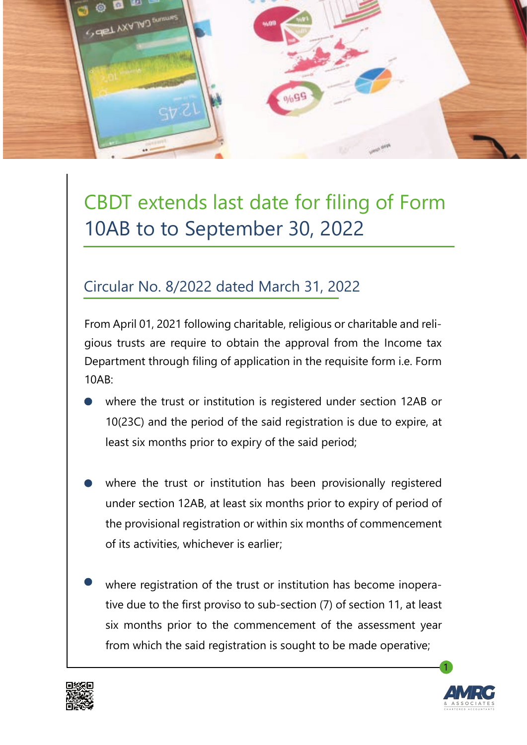# CBDT extends last date for filing of Form 10AB to to September 30, 2022

## Circular No. 8/2022 dated March 31, 2022

From April 01, 2021 following charitable, religious or charitable and religious trusts are require to obtain the approval from the Income tax Department through filing of application in the requisite form i.e. Form 10AB:

- where the trust or institution is registered under section 12AB or 10(23C) and the period of the said registration is due to expire, at least six months prior to expiry of the said period;

- where the trust or institution has been provisionally registered under section 12AB, at least six months prior to expiry of period of the provisional registration or within six months of commencement of its activities, whichever is earlier;

- where registration of the trust or institution has become inoperative due to the first proviso to sub-section (7) of section 11, at least six months prior to the commencement of the assessment year from which the said registration is sought to be made operative;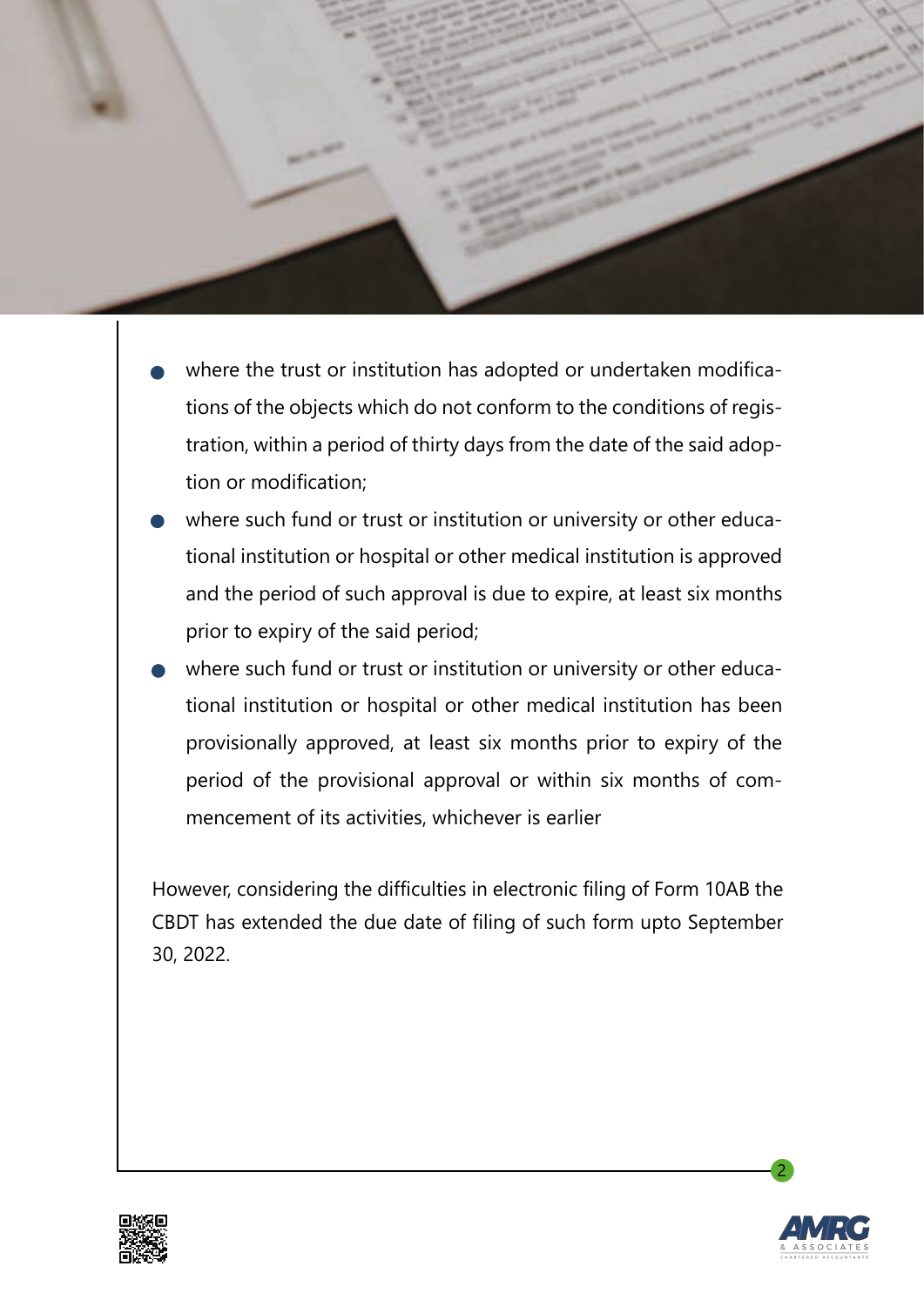- where the trust or institution has adopted or undertaken modifications of the objects which do not conform to the conditions of registration, within a period of thirty days from the date of the said adoption or modification;
- where such fund or trust or institution or university or other educational institution or hospital or other medical institution is approved and the period of such approval is due to expire, at least six months prior to expiry of the said period;
- where such fund or trust or institution or university or other educational institution or hospital or other medical institution has been provisionally approved, at least six months prior to expiry of the period of the provisional approval or within six months of commencement of its activities, whichever is earlier

However, considering the difficulties in electronic filing of Form 10AB the CBDT has extended the due date of filing of such form upto September 30, 2022.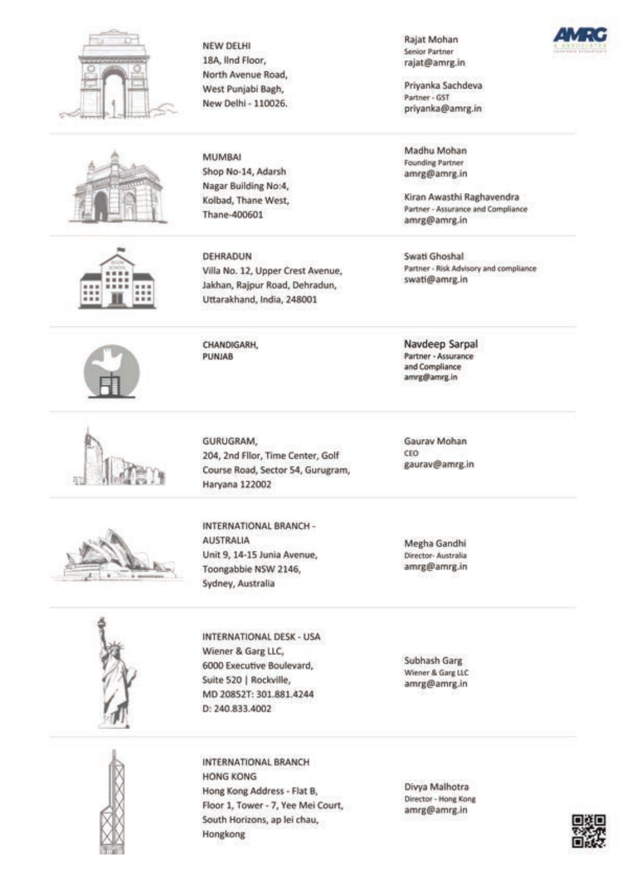**NEW DELHI**
18A, IInd Floor,
North Avenue Road,
West Punjabi Bagh,
New Delhi - 110026.

Rajat Mohan
Senior Partner
rajat@amrg.in

Priyanka Sachdeva
Partner - GST
priyanka@amrg.in

---

**MUMBAI**
Shop No-14, Adarsh
Nagar Building No:4,
Kolbad, Thane West,
Thane-400601

Madhu Mohan
Founding Partner
amrg@amrg.in

Kiran Awasthi Raghavendra
Partner - Assurance and Compliance
amrg@amrg.in

---

**DEHRADUN**
Villa No. 12, Upper Crest Avenue,
Jakhan, Rajpur Road, Dehradun,
Uttarakhand, India, 248001

Swati Ghoshal
Partner - Risk Advisory and compliance
swati@amrg.in

---

**CHANDIGARH,
PUNJAB**

Navdeep Sarpal
Partner - Assurance and Compliance
amrg@amrg.in

---

**GURUGRAM,**
204, 2nd Fllor, Time Center, Golf
Course Road, Sector 54, Gurugram,
Haryana 122002

Gaurav Mohan
CEO
gaurav@amrg.in

---

**INTERNATIONAL BRANCH - AUSTRALIA**
Unit 9, 14-15 Junia Avenue,
Toongabbie NSW 2146,
Sydney, Australia

Megha Gandhi
Director- Australia
amrg@amrg.in

---

**INTERNATIONAL DESK - USA**
Wiener & Garg LLC,
6000 Executive Boulevard,
Suite 520 | Rockville,
MD 20852T: 301.881.4244
D: 240.833.4002

Subhash Garg
Wiener & Garg LLC
amrg@amrg.in

---

**INTERNATIONAL BRANCH
HONG KONG**
Hong Kong Address - Flat B,
Floor 1, Tower - 7, Yee Mei Court,
South Horizons, ap lei chau,
Hongkong

Divya Malhotra
Director - Hong Kong
amrg@amrg.in